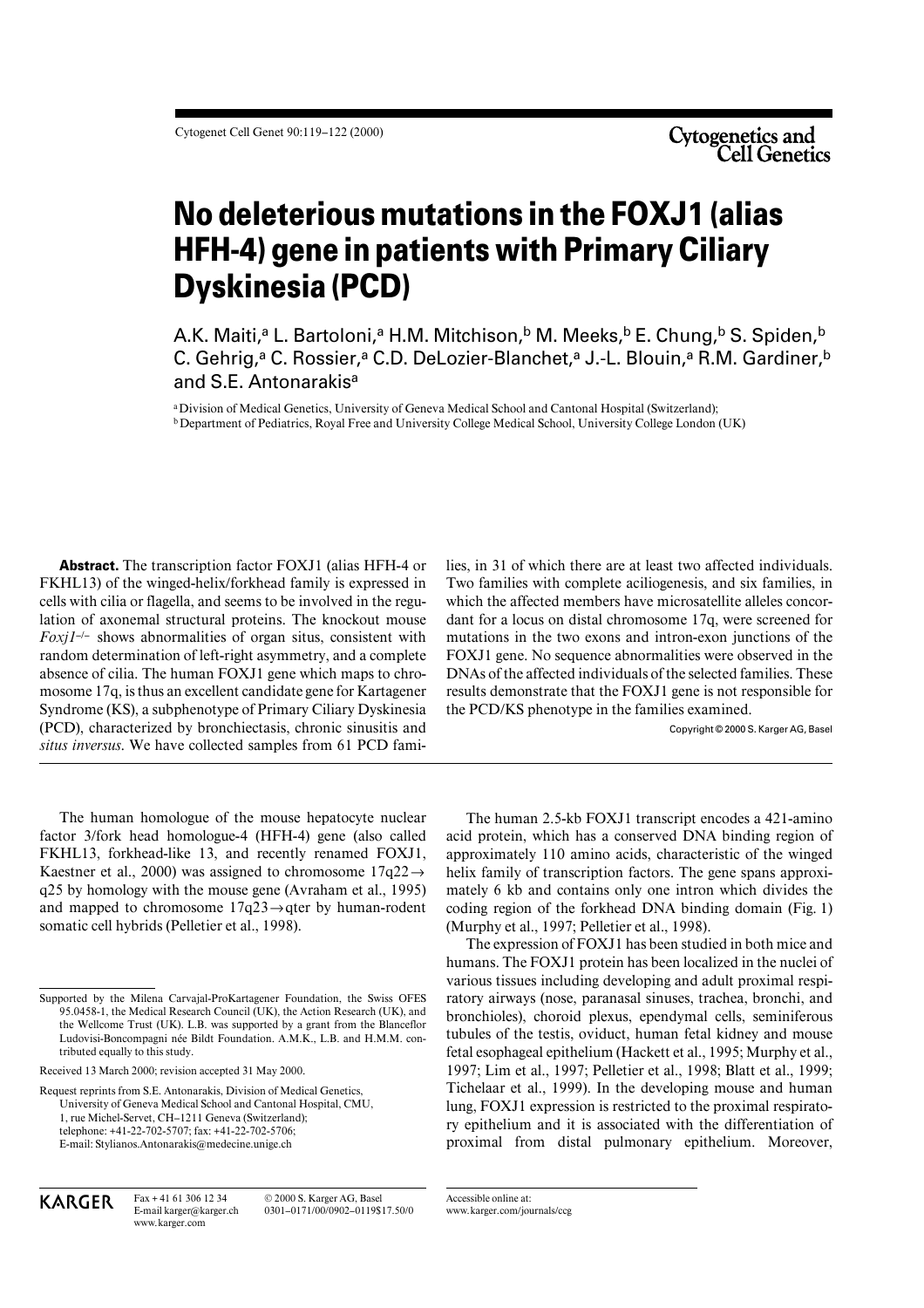# No deleterious mutations in the FOXJ1 (alias HFH-4) gene in patients with Primary Ciliary Dyskinesia (PCD)

A.K. Maiti,[a] L. Bartoloni,[a] H.M. Mitchison,[b] M. Meeks,[b] E. Chung,[b] S. Spiden,[b] C. Gehrig,[a] C. Rossier,[a] C.D. DeLozier-Blanchet,[a] J.-L. Blouin,[a] R.M. Gardiner,[b] and S.E. Antonarakis[a]

[a] Division of Medical Genetics, University of Geneva Medical School and Cantonal Hospital (Switzerland);
[b] Department of Pediatrics, Royal Free and University College Medical School, University College London (UK)

**Abstract.** The transcription factor FOXJ1 (alias HFH-4 or FKHL13) of the winged-helix/forkhead family is expressed in cells with cilia or flagella, and seems to be involved in the regulation of axonemal structural proteins. The knockout mouse *Foxj1*$^{-/-}$ shows abnormalities of organ situs, consistent with random determination of left-right asymmetry, and a complete absence of cilia. The human FOXJ1 gene which maps to chromosome 17q, is thus an excellent candidate gene for Kartagener Syndrome (KS), a subphenotype of Primary Ciliary Dyskinesia (PCD), characterized by bronchiectasis, chronic sinusitis and *situs inversus*. We have collected samples from 61 PCD families, in 31 of which there are at least two affected individuals. Two families with complete aciliogenesis, and six families, in which the affected members have microsatellite alleles concordant for a locus on distal chromosome 17q, were screened for mutations in the two exons and intron-exon junctions of the FOXJ1 gene. No sequence abnormalities were observed in the DNAs of the affected individuals of the selected families. These results demonstrate that the FOXJ1 gene is not responsible for the PCD/KS phenotype in the families examined.

Copyright © 2000 S. Karger AG, Basel

The human homologue of the mouse hepatocyte nuclear factor 3/fork head homologue-4 (HFH-4) gene (also called FKHL13, forkhead-like 13, and recently renamed FOXJ1, Kaestner et al., 2000) was assigned to chromosome 17q22→q25 by homology with the mouse gene (Avraham et al., 1995) and mapped to chromosome 17q23→qter by human-rodent somatic cell hybrids (Pelletier et al., 1998).

The human 2.5-kb FOXJ1 transcript encodes a 421-amino acid protein, which has a conserved DNA binding region of approximately 110 amino acids, characteristic of the winged helix family of transcription factors. The gene spans approximately 6 kb and contains only one intron which divides the coding region of the forkhead DNA binding domain (Fig. 1) (Murphy et al., 1997; Pelletier et al., 1998).

The expression of FOXJ1 has been studied in both mice and humans. The FOXJ1 protein has been localized in the nuclei of various tissues including developing and adult proximal respiratory airways (nose, paranasal sinuses, trachea, bronchi, and bronchioles), choroid plexus, ependymal cells, seminiferous tubules of the testis, oviduct, human fetal kidney and mouse fetal esophageal epithelium (Hackett et al., 1995; Murphy et al., 1997; Lim et al., 1997; Pelletier et al., 1998; Blatt et al., 1999; Tichelaar et al., 1999). In the developing mouse and human lung, FOXJ1 expression is restricted to the proximal respiratory epithelium and it is associated with the differentiation of proximal from distal pulmonary epithelium. Moreover,

Supported by the Milena Carvajal-ProKartagener Foundation, the Swiss OFES 95.0458-1, the Medical Research Council (UK), the Action Research (UK), and the Wellcome Trust (UK). L.B. was supported by a grant from the Blanceflor Ludovisi-Boncompagni née Bildt Foundation. A.M.K., L.B. and H.M.M. contributed equally to this study.

Received 13 March 2000; revision accepted 31 May 2000.

Request reprints from S.E. Antonarakis, Division of Medical Genetics, University of Geneva Medical School and Cantonal Hospital, CMU, 1, rue Michel-Servet, CH–1211 Geneva (Switzerland); telephone: +41-22-702-5707; fax: +41-22-702-5706; E-mail: Stylianos.Antonarakis@medecine.unige.ch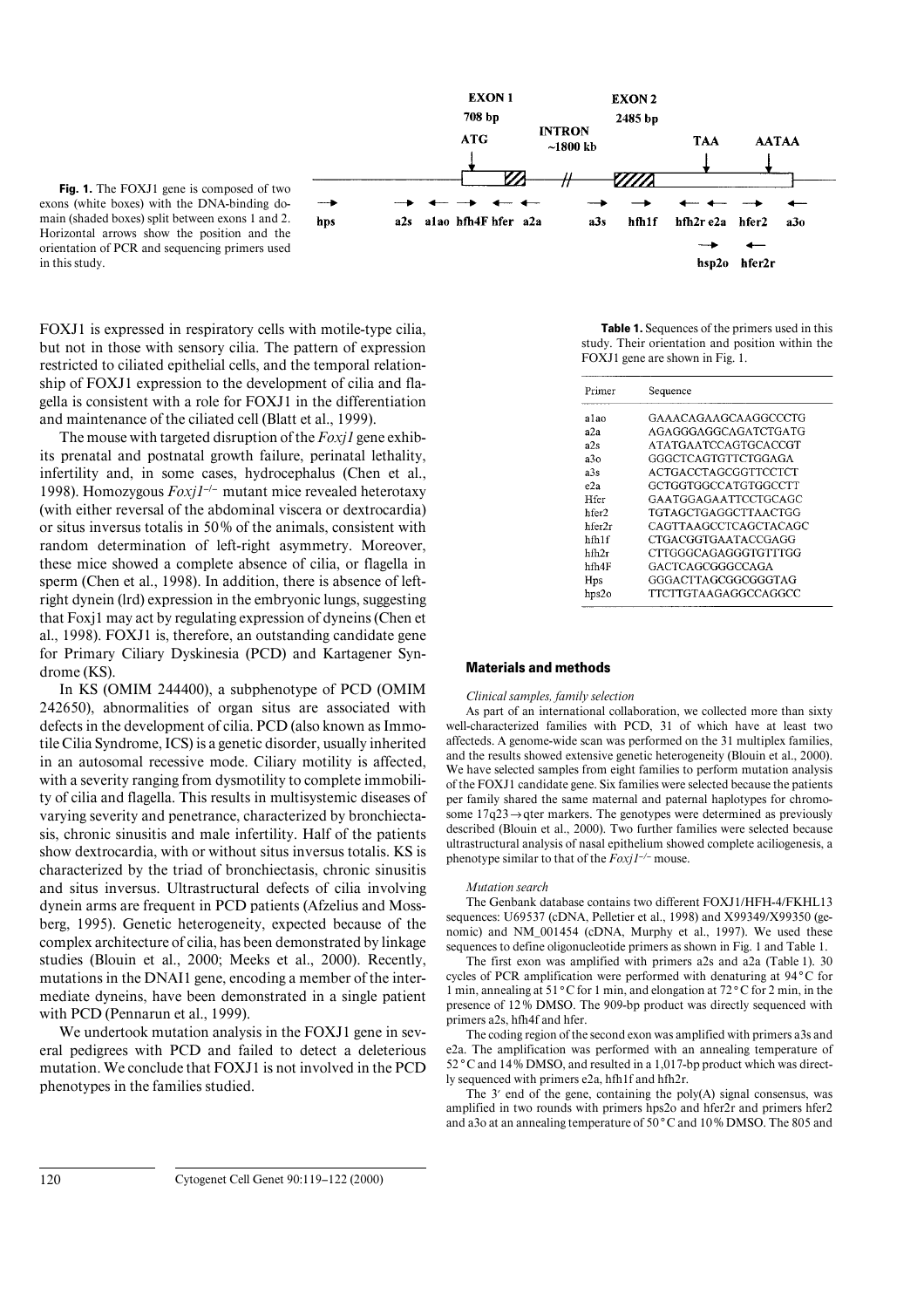**Fig. 1.** The FOXJ1 gene is composed of two exons (white boxes) with the DNA-binding domain (shaded boxes) split between exons 1 and 2. Horizontal arrows show the position and the orientation of PCR and sequencing primers used in this study.

FOXJ1 is expressed in respiratory cells with motile-type cilia, but not in those with sensory cilia. The pattern of expression restricted to ciliated epithelial cells, and the temporal relationship of FOXJ1 expression to the development of cilia and flagella is consistent with a role for FOXJ1 in the differentiation and maintenance of the ciliated cell (Blatt et al., 1999).

The mouse with targeted disruption of the *Foxj1* gene exhibits prenatal and postnatal growth failure, perinatal lethality, infertility and, in some cases, hydrocephalus (Chen et al., 1998). Homozygous *Foxj1*$^{-/-}$ mutant mice revealed heterotaxy (with either reversal of the abdominal viscera or dextrocardia) or situs inversus totalis in 50% of the animals, consistent with random determination of left-right asymmetry. Moreover, these mice showed a complete absence of cilia, or flagella in sperm (Chen et al., 1998). In addition, there is absence of left-right dynein (lrd) expression in the embryonic lungs, suggesting that Foxj1 may act by regulating expression of dyneins (Chen et al., 1998). FOXJ1 is, therefore, an outstanding candidate gene for Primary Ciliary Dyskinesia (PCD) and Kartagener Syndrome (KS).

In KS (OMIM 244400), a subphenotype of PCD (OMIM 242650), abnormalities of organ situs are associated with defects in the development of cilia. PCD (also known as Immotile Cilia Syndrome, ICS) is a genetic disorder, usually inherited in an autosomal recessive mode. Ciliary motility is affected, with a severity ranging from dysmotility to complete immobility of cilia and flagella. This results in multisystemic diseases of varying severity and penetrance, characterized by bronchiectasis, chronic sinusitis and male infertility. Half of the patients show dextrocardia, with or without situs inversus totalis. KS is characterized by the triad of bronchiectasis, chronic sinusitis and situs inversus. Ultrastructural defects of cilia involving dynein arms are frequent in PCD patients (Afzelius and Mossberg, 1995). Genetic heterogeneity, expected because of the complex architecture of cilia, has been demonstrated by linkage studies (Blouin et al., 2000; Meeks et al., 2000). Recently, mutations in the DNAI1 gene, encoding a member of the intermediate dyneins, have been demonstrated in a single patient with PCD (Pennarun et al., 1999).

We undertook mutation analysis in the FOXJ1 gene in several pedigrees with PCD and failed to detect a deleterious mutation. We conclude that FOXJ1 is not involved in the PCD phenotypes in the families studied.

**Table 1.** Sequences of the primers used in this study. Their orientation and position within the FOXJ1 gene are shown in Fig. 1.

| Primer | Sequence |
|---|---|
| a1ao | GAAACAGAAGCAAGGCCCTG |
| a2a | AGAGGGAGGCAGATCTGATG |
| a2s | ATATGAATCCAGTGCACCGT |
| a3o | GGGCTCAGTGTTCTGGAGA |
| a3s | ACTGACCTAGCGGTTCCTCT |
| e2a | GCTGGTGGCCATGTGGCCTT |
| Hfer | GAATGGAGAATTCCTGCAGC |
| hfer2 | TGTAGCTGAGGCTTAACTGG |
| hfer2r | CAGTTAAGCCTCAGCTACAGC |
| hfh1f | CTGACGGTGAATACCGAGG |
| hfh2r | CTTGGGCAGAGGGTGTTTGG |
| hfh4F | GACTCAGCGGGCCAGA |
| Hps | GGGACTTAGCGGCGGGTAG |
| hps2o | TTCTTGTAAGAGGCCAGGCC |

## Materials and methods

### Clinical samples, family selection

As part of an international collaboration, we collected more than sixty well-characterized families with PCD, 31 of which have at least two affecteds. A genome-wide scan was performed on the 31 multiplex families, and the results showed extensive genetic heterogeneity (Blouin et al., 2000). We have selected samples from eight families to perform mutation analysis of the FOXJ1 candidate gene. Six families were selected because the patients per family shared the same maternal and paternal haplotypes for chromosome 17q23→qter markers. The genotypes were determined as previously described (Blouin et al., 2000). Two further families were selected because ultrastructural analysis of nasal epithelium showed complete aciliogenesis, a phenotype similar to that of the *Foxj1*$^{-/-}$ mouse.

### Mutation search

The Genbank database contains two different FOXJ1/HFH-4/FKHL13 sequences: U69537 (cDNA, Pelletier et al., 1998) and X99349/X99350 (genomic) and NM_001454 (cDNA, Murphy et al., 1997). We used these sequences to define oligonucleotide primers as shown in Fig. 1 and Table 1.

The first exon was amplified with primers a2s and a2a (Table 1). 30 cycles of PCR amplification were performed with denaturing at 94°C for 1 min, annealing at 51°C for 1 min, and elongation at 72°C for 2 min, in the presence of 12% DMSO. The 909-bp product was directly sequenced with primers a2s, hfh4f and hfer.

The coding region of the second exon was amplified with primers a3s and e2a. The amplification was performed with an annealing temperature of 52°C and 14% DMSO, and resulted in a 1,017-bp product which was directly sequenced with primers e2a, hfh1f and hfh2r.

The 3′ end of the gene, containing the poly(A) signal consensus, was amplified in two rounds with primers hps2o and hfer2r and primers hfer2 and a3o at an annealing temperature of 50°C and 10% DMSO. The 805 and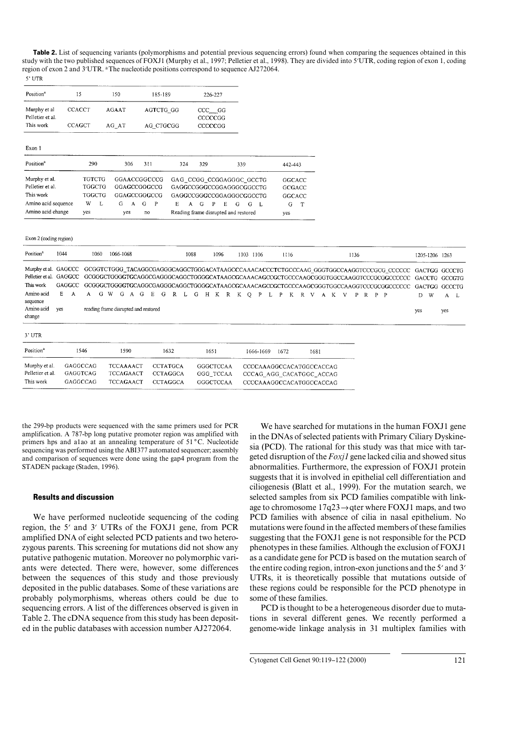**Table 2.** List of sequencing variants (polymorphisms and potential previous sequencing errors) found when comparing the sequences obtained in this study with the two published sequences of FOXJ1 (Murphy et al., 1997; Pelletier et al., 1998). They are divided into 5′UTR, coding region of exon 1, coding region of exon 2 and 3′UTR. [a] The nucleotide positions correspond to sequence AJ272064.

5′ UTR

| Position[a] | 15 | 150 | 185-189 | 226-227 |
|---|---|---|---|---|
| Murphy et al | CCACCT | AGAAT | AGTCTG_GG | CCC__GG |
| Pelletier et al. | | | | CCCCCGG |
| This work | CCAGCT | AG_AT | AG_CTGCGG | CCCCCGG |

Exon 1

| Position[a] | 290 | 306 311 | 324 329 339 | 442-443 |
|---|---|---|---|---|
| Murphy et al. | TGTCTG | GGAACCGGCCCG | GAG_CCGG_CCGGAGGGC_GCCTG | GGCACC |
| Pelletier et al. | TGGCTG | GGAGCCGGGCCG | GAGGCCGGGCCGGAGGGCGGCCTG | GCGACC |
| This work | TGGCTG | GGAGCCGGGCCG | GAGGCCGGGCCGGAGGGCGGCCTG | GGCACC |
| Amino acid sequence | W L | G A G P | E A G P E G G L | G T |
| Amino acid change | yes | yes no | Reading frame disrupted and restored | yes |

Exon 2 (coding region)

| Position[a] | 1044 | 1060 1066-1068 1088 1096 1103 1106 1116 1136 | 1205-1206 | 1263 |
|---|---|---|---|---|
| Murphy et al. | GAGCCC | GCGGTCTGGG_TACAGGCGAGGGCAGGCTGGGACATAAGCCCAAACACCCTCTGCCCAAG_GGGTGGCCAAGGTCCCGCG_CCCCCC | GACTGG | GCCCTG |
| Pelletier et al. | GAGGCC | GCGGGCTGGGGTGCAGGCGAGGGCAGGCTGGGGCATAAGCGCAAACAGCCGCTGCCCAAGCGGGTGGCCAAGGTCCCGCGGCCCCCC | GACCTG | GCCGTG |
| This work | GAGGCC | GCGGGCTGGGGTGCAGGCGAGGGCAGGCTGGGGCATAAGCGCAAACAGCCGCTGCCCAAGCGGGTGGCCAAGGTCCCGCGGCCCCCC | GACTGG | GCCCTG |
| Amino acid sequence | E A | A G W G A G E G R L G H K R K Q P L P K R V A K V P R P P | D W | A L |
| Amino acid change | yes | reading frame disrupted and restored | yes | yes |

3′ UTR

| Position[a] | 1546 | 1590 | 1632 | 1651 | 1666-1669 1672 1681 |
|---|---|---|---|---|---|
| Murphy et al. | GAGGCCAG | TCCAAAACT | CCTATGCA | GGGCTCCAA | CCCCAAAGGCCACATGGCCACCAG |
| Pelletier et al. | GAGGTCAG | TCCAGAACT | CCTAGGCA | GGG_TCCAA | CCCAG_AGG_CACATGGC_ACCAG |
| This work | GAGGCCAG | TCCAGAACT | CCTAGGCA | GGGCTCCAA | CCCCAAAGGCCACATGGCCACCAG |

the 299-bp products were sequenced with the same primers used for PCR amplification. A 787-bp long putative promoter region was amplified with primers hps and a1ao at an annealing temperature of 51 °C. Nucleotide sequencing was performed using the ABI377 automated sequencer; assembly and comparison of sequences were done using the gap4 program from the STADEN package (Staden, 1996).

## Results and discussion

We have performed nucleotide sequencing of the coding region, the 5′ and 3′ UTRs of the FOXJ1 gene, from PCR amplified DNA of eight selected PCD patients and two heterozygous parents. This screening for mutations did not show any putative pathogenic mutation. Moreover no polymorphic variants were detected. There were, however, some differences between the sequences of this study and those previously deposited in the public databases. Some of these variations are probably polymorphisms, whereas others could be due to sequencing errors. A list of the differences observed is given in Table 2. The cDNA sequence from this study has been deposited in the public databases with accession number AJ272064.

We have searched for mutations in the human FOXJ1 gene in the DNAs of selected patients with Primary Ciliary Dyskinesia (PCD). The rational for this study was that mice with targeted disruption of the *Foxj1* gene lacked cilia and showed situs abnormalities. Furthermore, the expression of FOXJ1 protein suggests that it is involved in epithelial cell differentiation and ciliogenesis (Blatt et al., 1999). For the mutation search, we selected samples from six PCD families compatible with linkage to chromosome 17q23→qter where FOXJ1 maps, and two PCD families with absence of cilia in nasal epithelium. No mutations were found in the affected members of these families suggesting that the FOXJ1 gene is not responsible for the PCD phenotypes in these families. Although the exclusion of FOXJ1 as a candidate gene for PCD is based on the mutation search of the entire coding region, intron-exon junctions and the 5′ and 3′ UTRs, it is theoretically possible that mutations outside of these regions could be responsible for the PCD phenotype in some of these families.

PCD is thought to be a heterogeneous disorder due to mutations in several different genes. We recently performed a genome-wide linkage analysis in 31 multiplex families with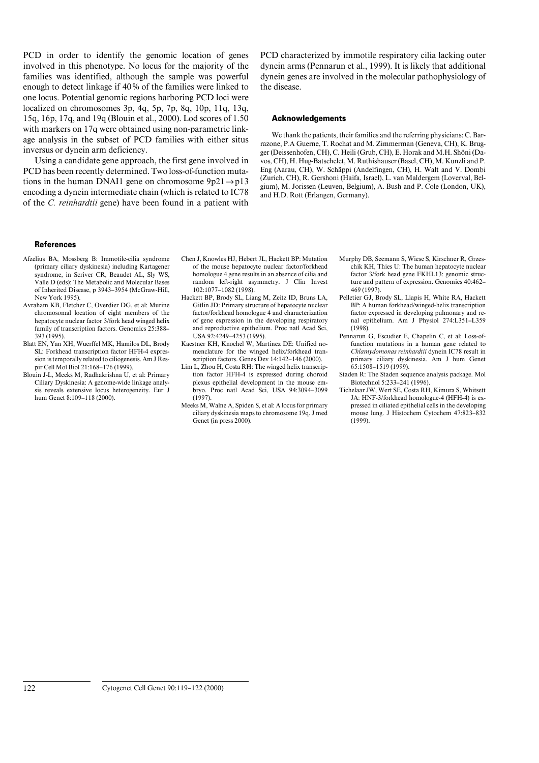PCD in order to identify the genomic location of genes involved in this phenotype. No locus for the majority of the families was identified, although the sample was powerful enough to detect linkage if 40% of the families were linked to one locus. Potential genomic regions harboring PCD loci were localized on chromosomes 3p, 4q, 5p, 7p, 8q, 10p, 11q, 13q, 15q, 16p, 17q, and 19q (Blouin et al., 2000). Lod scores of 1.50 with markers on 17q were obtained using non-parametric linkage analysis in the subset of PCD families with either situs inversus or dynein arm deficiency.

Using a candidate gene approach, the first gene involved in PCD has been recently determined. Two loss-of-function mutations in the human DNAI1 gene on chromosome 9p21→p13 encoding a dynein intermediate chain (which is related to IC78 of the *C. reinhardtii* gene) have been found in a patient with PCD characterized by immotile respiratory cilia lacking outer dynein arms (Pennarun et al., 1999). It is likely that additional dynein genes are involved in the molecular pathophysiology of the disease.

## Acknowledgements

We thank the patients, their families and the referring physicians: C. Barrazone, P.A Guerne, T. Rochat and M. Zimmerman (Geneva, CH), K. Brugger (Deissenhofen, CH), C. Heili (Grub, CH), E. Horak and M.H. Shöni (Davos, CH), H. Hug-Batschelet, M. Ruthishauser (Basel, CH), M. Kunzli and P. Eng (Aarau, CH), W. Schäppi (Andelfingen, CH), H. Walt and V. Dombi (Zurich, CH), R. Gershoni (Haifa, Israel), L. van Maldergem (Loverval, Belgium), M. Jorissen (Leuven, Belgium), A. Bush and P. Cole (London, UK), and H.D. Rott (Erlangen, Germany).

## References

Afzelius BA, Mossberg B: Immotile-cilia syndrome (primary ciliary dyskinesia) including Kartagener syndrome, in Scriver CR, Beaudet AL, Sly WS, Valle D (eds): The Metabolic and Molecular Bases of Inherited Disease, p 3943–3954 (McGraw-Hill, New York 1995).

Avraham KB, Fletcher C, Overdier DG, et al: Murine chromosomal location of eight members of the hepatocyte nuclear factor 3/fork head winged helix family of transcription factors. Genomics 25:388–393 (1995).

Blatt EN, Yan XH, Wuerffel MK, Hamilos DL, Brody SL: Forkhead transcription factor HFH-4 expression is temporally related to ciliogenesis. Am J Respir Cell Mol Biol 21:168–176 (1999).

Blouin J-L, Meeks M, Radhakrishna U, et al: Primary Ciliary Dyskinesia: A genome-wide linkage analysis reveals extensive locus heterogeneity. Eur J hum Genet 8:109–118 (2000).

Chen J, Knowles HJ, Hebert JL, Hackett BP: Mutation of the mouse hepatocyte nuclear factor/forkhead homologue 4 gene results in an absence of cilia and random left-right asymmetry. J Clin Invest 102:1077–1082 (1998).

Hackett BP, Brody SL, Liang M, Zeitz ID, Bruns LA, Gitlin JD: Primary structure of hepatocyte nuclear factor/forkhead homologue 4 and characterization of gene expression in the developing respiratory and reproductive epithelium. Proc natl Acad Sci, USA 92:4249–4253 (1995).

Kaestner KH, Knochel W, Martinez DE: Unified nomenclature for the winged helix/forkhead transcription factors. Genes Dev 14:142–146 (2000).

Lim L, Zhou H, Costa RH: The winged helix transcription factor HFH-4 is expressed during choroid plexus epithelial development in the mouse embryo. Proc natl Acad Sci, USA 94:3094–3099 (1997).

Meeks M, Walne A, Spiden S, et al: A locus for primary ciliary dyskinesia maps to chromosome 19q. J med Genet (in press 2000).

Murphy DB, Seemann S, Wiese S, Kirschner R, Grzeschik KH, Thies U: The human hepatocyte nuclear factor 3/fork head gene FKHL13: genomic structure and pattern of expression. Genomics 40:462–469 (1997).

Pelletier GJ, Brody SL, Liapis H, White RA, Hackett BP: A human forkhead/winged-helix transcription factor expressed in developing pulmonary and renal epithelium. Am J Physiol 274:L351–L359 (1998).

Pennarun G, Escudier E, Chapelin C, et al: Loss-of-function mutations in a human gene related to *Chlamydomonas reinhardtii* dynein IC78 result in primary ciliary dyskinesia. Am J hum Genet 65:1508–1519 (1999).

Staden R: The Staden sequence analysis package. Mol Biotechnol 5:233–241 (1996).

Tichelaar JW, Wert SE, Costa RH, Kimura S, Whitsett JA: HNF-3/forkhead homologue-4 (HFH-4) is expressed in ciliated epithelial cells in the developing mouse lung. J Histochem Cytochem 47:823–832 (1999).